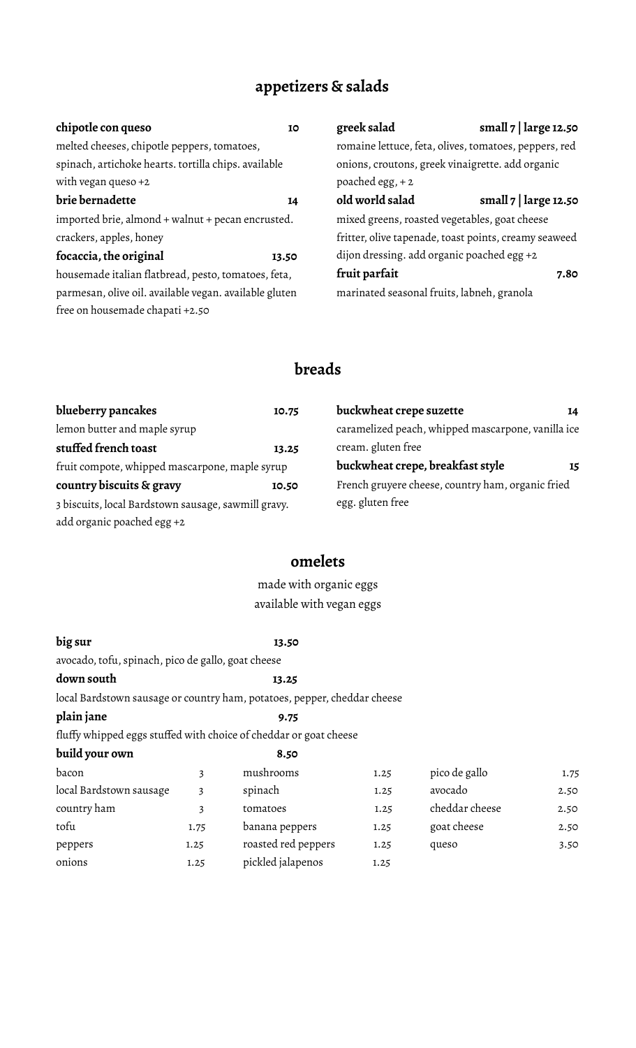## appetizers & salads

**chipotle con queso** **10**
melted cheeses, chipotle peppers, tomatoes, spinach, artichoke hearts. tortilla chips. available with vegan queso +2

**brie bernadette** **14**
imported brie, almond + walnut + pecan encrusted. crackers, apples, honey

**focaccia, the original** **13.50**
housemade italian flatbread, pesto, tomatoes, feta, parmesan, olive oil. available vegan. available gluten free on housemade chapati +2.50

**greek salad** **small 7 | large 12.50**
romaine lettuce, feta, olives, tomatoes, peppers, red onions, croutons, greek vinaigrette. add organic poached egg, + 2

**old world salad** **small 7 | large 12.50**
mixed greens, roasted vegetables, goat cheese fritter, olive tapenade, toast points, creamy seaweed dijon dressing. add organic poached egg +2

**fruit parfait** **7.80**
marinated seasonal fruits, labneh, granola

## breads

**blueberry pancakes** **10.75**
lemon butter and maple syrup

**stuffed french toast** **13.25**
fruit compote, whipped mascarpone, maple syrup

**country biscuits & gravy** **10.50**
3 biscuits, local Bardstown sausage, sawmill gravy. add organic poached egg +2

**buckwheat crepe suzette** **14**
caramelized peach, whipped mascarpone, vanilla ice cream. gluten free

**buckwheat crepe, breakfast style** **15**
French gruyere cheese, country ham, organic fried egg. gluten free

## omelets

made with organic eggs
available with vegan eggs

**big sur** **13.50**
avocado, tofu, spinach, pico de gallo, goat cheese

**down south** **13.25**
local Bardstown sausage or country ham, potatoes, pepper, cheddar cheese

**plain jane** **9.75**
fluffy whipped eggs stuffed with choice of cheddar or goat cheese

**build your own** **8.50**

| | | | | | |
|---|---|---|---|---|---|
| bacon | 3 | mushrooms | 1.25 | pico de gallo | 1.75 |
| local Bardstown sausage | 3 | spinach | 1.25 | avocado | 2.50 |
| country ham | 3 | tomatoes | 1.25 | cheddar cheese | 2.50 |
| tofu | 1.75 | banana peppers | 1.25 | goat cheese | 2.50 |
| peppers | 1.25 | roasted red peppers | 1.25 | queso | 3.50 |
| onions | 1.25 | pickled jalapenos | 1.25 | | |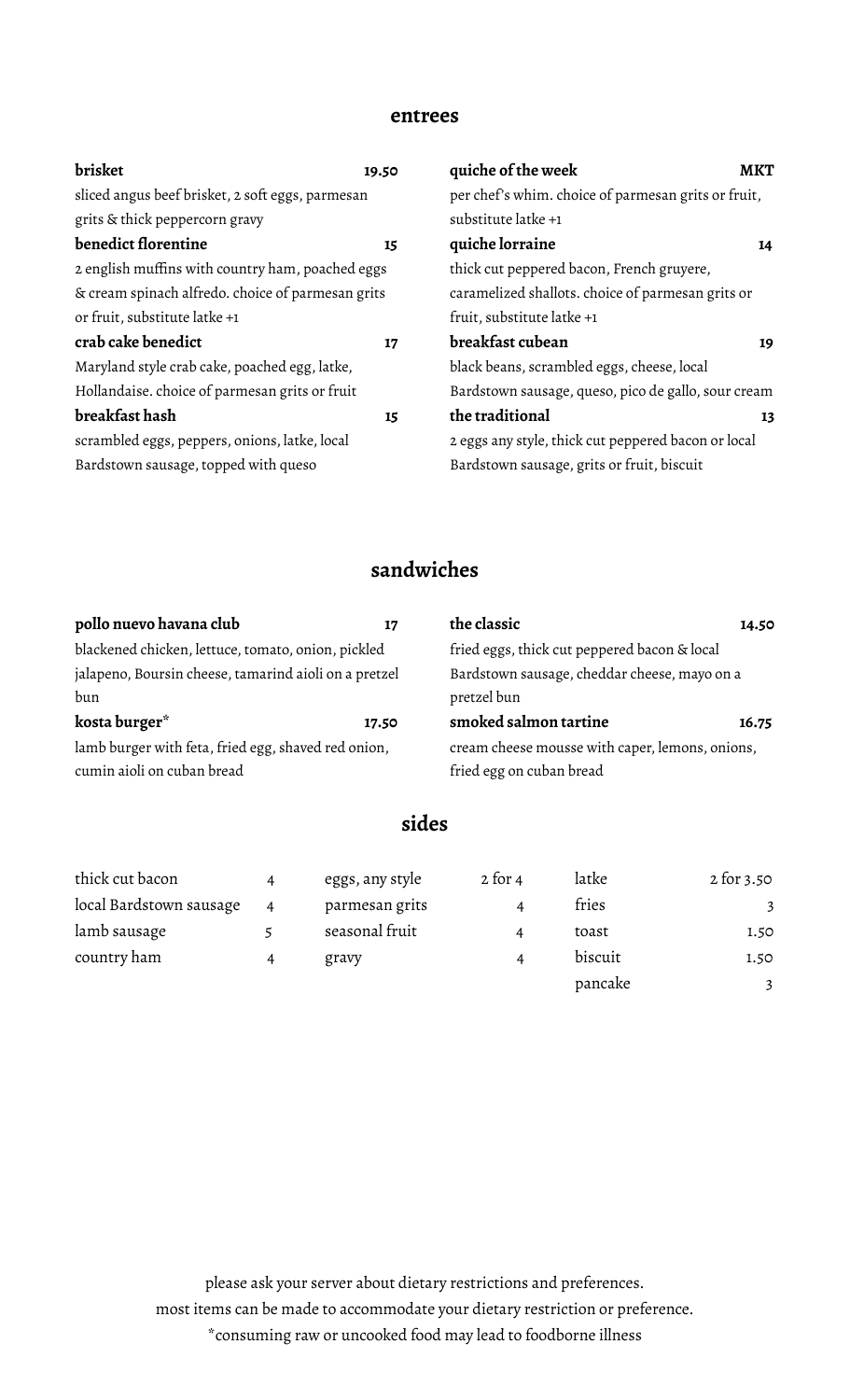## entrees

**brisket** 19.50
sliced angus beef brisket, 2 soft eggs, parmesan grits & thick peppercorn gravy

**benedict florentine** 15
2 english muffins with country ham, poached eggs & cream spinach alfredo. choice of parmesan grits or fruit, substitute latke +1

**crab cake benedict** 17
Maryland style crab cake, poached egg, latke, Hollandaise. choice of parmesan grits or fruit

**breakfast hash** 15
scrambled eggs, peppers, onions, latke, local Bardstown sausage, topped with queso

**quiche of the week** MKT
per chef's whim. choice of parmesan grits or fruit, substitute latke +1

**quiche lorraine** 14
thick cut peppered bacon, French gruyere, caramelized shallots. choice of parmesan grits or fruit, substitute latke +1

**breakfast cubean** 19
black beans, scrambled eggs, cheese, local Bardstown sausage, queso, pico de gallo, sour cream

**the traditional** 13
2 eggs any style, thick cut peppered bacon or local Bardstown sausage, grits or fruit, biscuit

## sandwiches

**pollo nuevo havana club** 17
blackened chicken, lettuce, tomato, onion, pickled jalapeno, Boursin cheese, tamarind aioli on a pretzel bun

**kosta burger*** 17.50
lamb burger with feta, fried egg, shaved red onion, cumin aioli on cuban bread

**the classic** 14.50
fried eggs, thick cut peppered bacon & local Bardstown sausage, cheddar cheese, mayo on a pretzel bun

**smoked salmon tartine** 16.75
cream cheese mousse with caper, lemons, onions, fried egg on cuban bread

## sides

| | | | | | |
|---|---|---|---|---|---|
| thick cut bacon | 4 | eggs, any style | 2 for 4 | latke | 2 for 3.50 |
| local Bardstown sausage | 4 | parmesan grits | 4 | fries | 3 |
| lamb sausage | 5 | seasonal fruit | 4 | toast | 1.50 |
| country ham | 4 | gravy | 4 | biscuit | 1.50 |
| | | | | pancake | 3 |

please ask your server about dietary restrictions and preferences.
most items can be made to accommodate your dietary restriction or preference.
*consuming raw or uncooked food may lead to foodborne illness